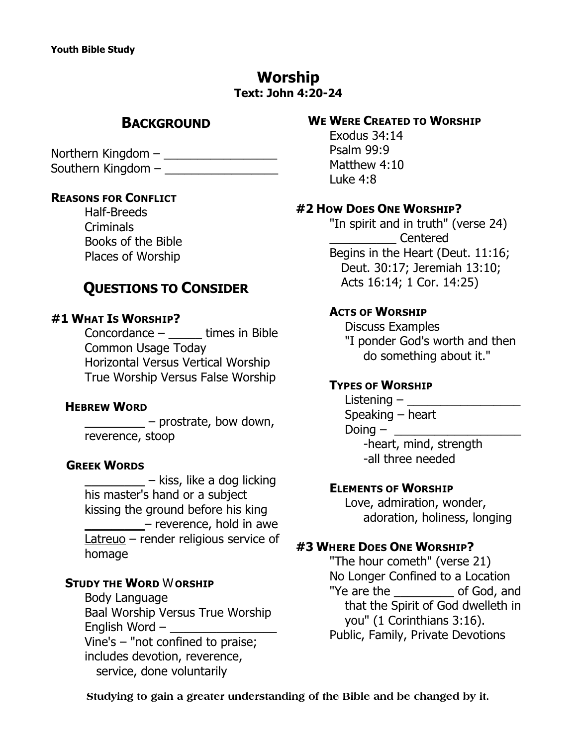Youth Bible Study

# Worship

**Text: John 4:20-24**

## Background

Northern Kingdom – ________________
Southern Kingdom – ________________

### Reasons for Conflict

Half-Breeds
Criminals
Books of the Bible
Places of Worship

## Questions to Consider

### #1 What Is Worship?

Concordance – _____ times in Bible
Common Usage Today
Horizontal Versus Vertical Worship
True Worship Versus False Worship

#### Hebrew Word

________ – prostrate, bow down, reverence, stoop

#### Greek Words

________ – kiss, like a dog licking his master's hand or a subject kissing the ground before his king
________– reverence, hold in awe
Latreuo – render religious service of homage

#### Study the Word Worship

Body Language
Baal Worship Versus True Worship
English Word – ________________
Vine's – "not confined to praise; includes devotion, reverence, service, done voluntarily

### We Were Created to Worship

Exodus 34:14
Psalm 99:9
Matthew 4:10
Luke 4:8

### #2 How Does One Worship?

"In spirit and in truth" (verse 24)
__________ Centered
Begins in the Heart (Deut. 11:16; Deut. 30:17; Jeremiah 13:10; Acts 16:14; 1 Cor. 14:25)

#### Acts of Worship

Discuss Examples
"I ponder God's worth and then do something about it."

#### Types of Worship

Listening – ________________
Speaking – heart
Doing – ________________
-heart, mind, strength
-all three needed

#### Elements of Worship

Love, admiration, wonder, adoration, holiness, longing

### #3 Where Does One Worship?

"The hour cometh" (verse 21)
No Longer Confined to a Location
"Ye are the _________ of God, and that the Spirit of God dwelleth in you" (1 Corinthians 3:16).
Public, Family, Private Devotions

Studying to gain a greater understanding of the Bible and be changed by it.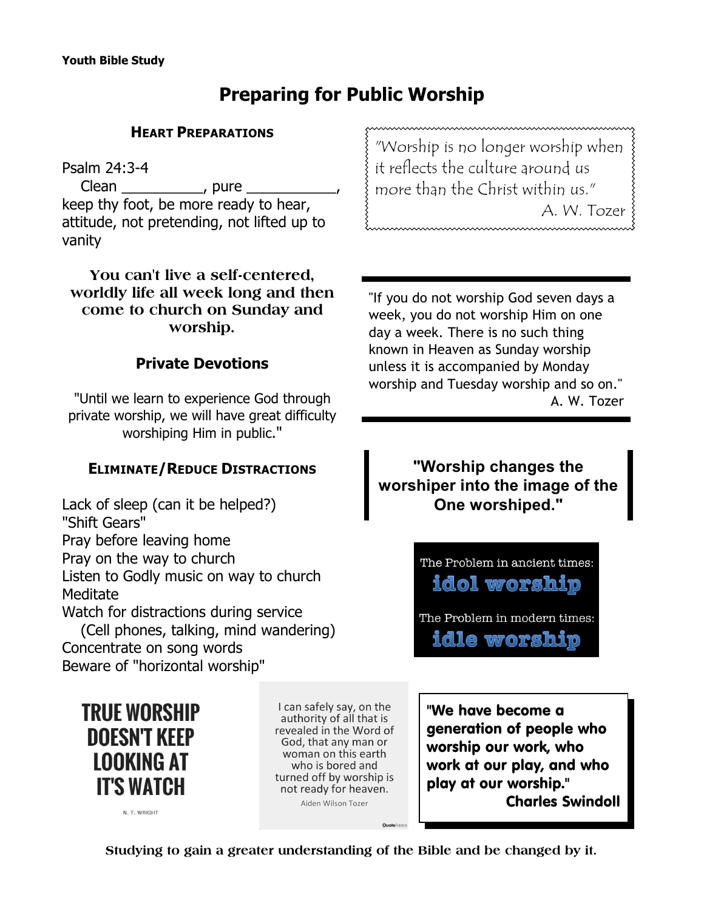**Youth Bible Study**

# Preparing for Public Worship

### Heart Preparations

Psalm 24:3-4

Clean __________, pure ___________, keep thy foot, be more ready to hear, attitude, not pretending, not lifted up to vanity

**You can't live a self-centered, worldly life all week long and then come to church on Sunday and worship.**

### Private Devotions

"Until we learn to experience God through private worship, we will have great difficulty worshiping Him in public."

### Eliminate/Reduce Distractions

Lack of sleep (can it be helped?)
"Shift Gears"
Pray before leaving home
Pray on the way to church
Listen to Godly music on way to church
Meditate
Watch for distractions during service
(Cell phones, talking, mind wandering)
Concentrate on song words
Beware of "horizontal worship"

"Worship is no longer worship when it reflects the culture around us more than the Christ within us."
A. W. Tozer

"If you do not worship God seven days a week, you do not worship Him on one day a week. There is no such thing known in Heaven as Sunday worship unless it is accompanied by Monday worship and Tuesday worship and so on."
A. W. Tozer

**"Worship changes the worshiper into the image of the One worshiped."**

The Problem in ancient times:
**idol worship**
The Problem in modern times:
**idle worship**

**TRUE WORSHIP DOESN'T KEEP LOOKING AT IT'S WATCH**
N. T. WRIGHT

I can safely say, on the authority of all that is revealed in the Word of God, that any man or woman on this earth who is bored and turned off by worship is not ready for heaven.
Aiden Wilson Tozer

**"We have become a generation of people who worship our work, who work at our play, and who play at our worship."**
**Charles Swindoll**

Studying to gain a greater understanding of the Bible and be changed by it.